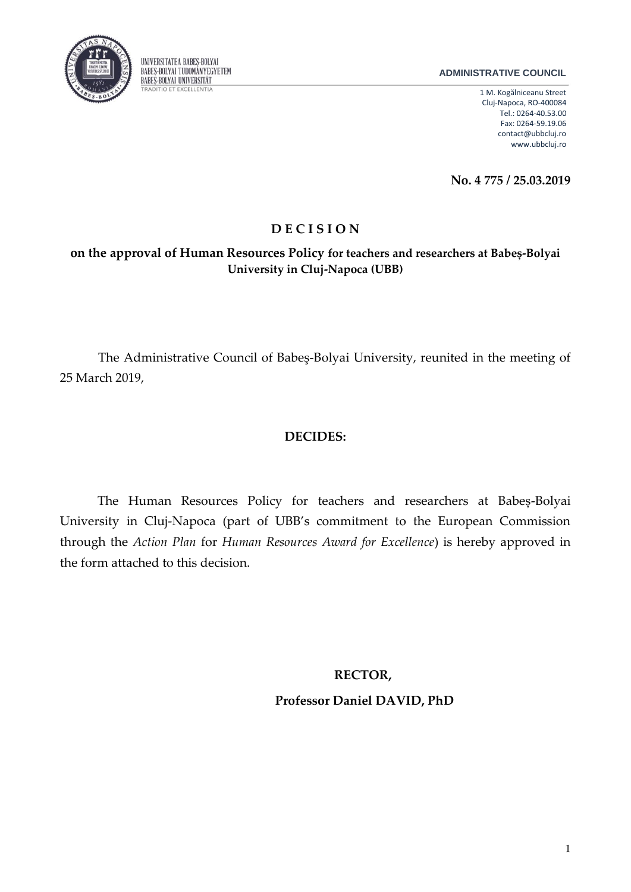UNIVERSITATEA BABEŞ-BOLYAI
BABEŞ-BOLYAI TUDOMÁNYEGYETEM
BABEŞ-BOLYAI UNIVERSITÄT
TRADITIO ET EXCELLENTIA

**ADMINISTRATIVE COUNCIL**

1 M. Kogălniceanu Street
Cluj-Napoca, RO-400084
Tel.: 0264-40.53.00
Fax: 0264-59.19.06
contact@ubbcluj.ro
www.ubbcluj.ro

**No. 4 775 / 25.03.2019**

# D E C I S I O N

**on the approval of Human Resources Policy for teachers and researchers at Babeş-Bolyai University in Cluj-Napoca (UBB)**

The Administrative Council of Babeş-Bolyai University, reunited in the meeting of 25 March 2019,

**DECIDES:**

The Human Resources Policy for teachers and researchers at Babeş-Bolyai University in Cluj-Napoca (part of UBB's commitment to the European Commission through the *Action Plan* for *Human Resources Award for Excellence*) is hereby approved in the form attached to this decision.

**RECTOR,**

**Professor Daniel DAVID, PhD**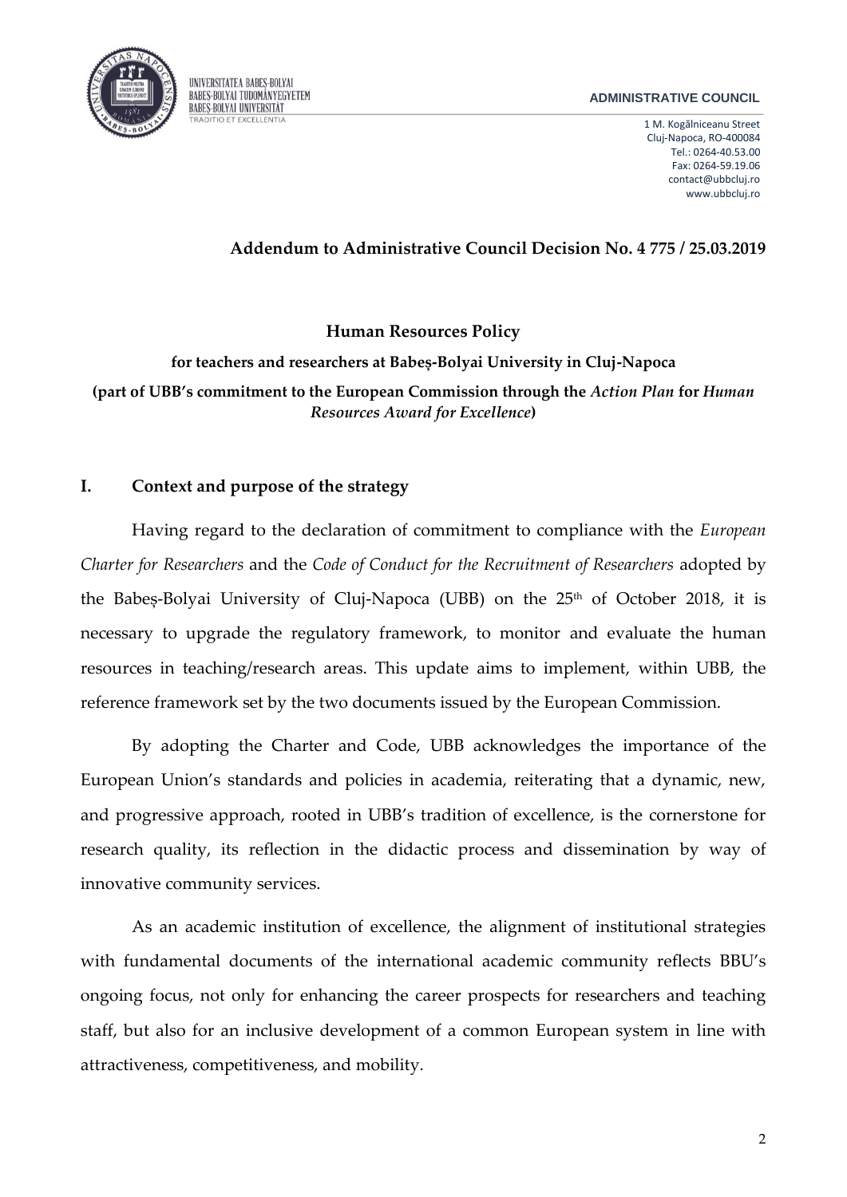**Addendum to Administrative Council Decision No. 4 775 / 25.03.2019**

**Human Resources Policy**

**for teachers and researchers at Babeș-Bolyai University in Cluj-Napoca**

**(part of UBB's commitment to the European Commission through the *Action Plan* for *Human Resources Award for Excellence*)**

## I. Context and purpose of the strategy

Having regard to the declaration of commitment to compliance with the *European Charter for Researchers* and the *Code of Conduct for the Recruitment of Researchers* adopted by the Babeș-Bolyai University of Cluj-Napoca (UBB) on the 25th of October 2018, it is necessary to upgrade the regulatory framework, to monitor and evaluate the human resources in teaching/research areas. This update aims to implement, within UBB, the reference framework set by the two documents issued by the European Commission.

By adopting the Charter and Code, UBB acknowledges the importance of the European Union's standards and policies in academia, reiterating that a dynamic, new, and progressive approach, rooted in UBB's tradition of excellence, is the cornerstone for research quality, its reflection in the didactic process and dissemination by way of innovative community services.

As an academic institution of excellence, the alignment of institutional strategies with fundamental documents of the international academic community reflects BBU's ongoing focus, not only for enhancing the career prospects for researchers and teaching staff, but also for an inclusive development of a common European system in line with attractiveness, competitiveness, and mobility.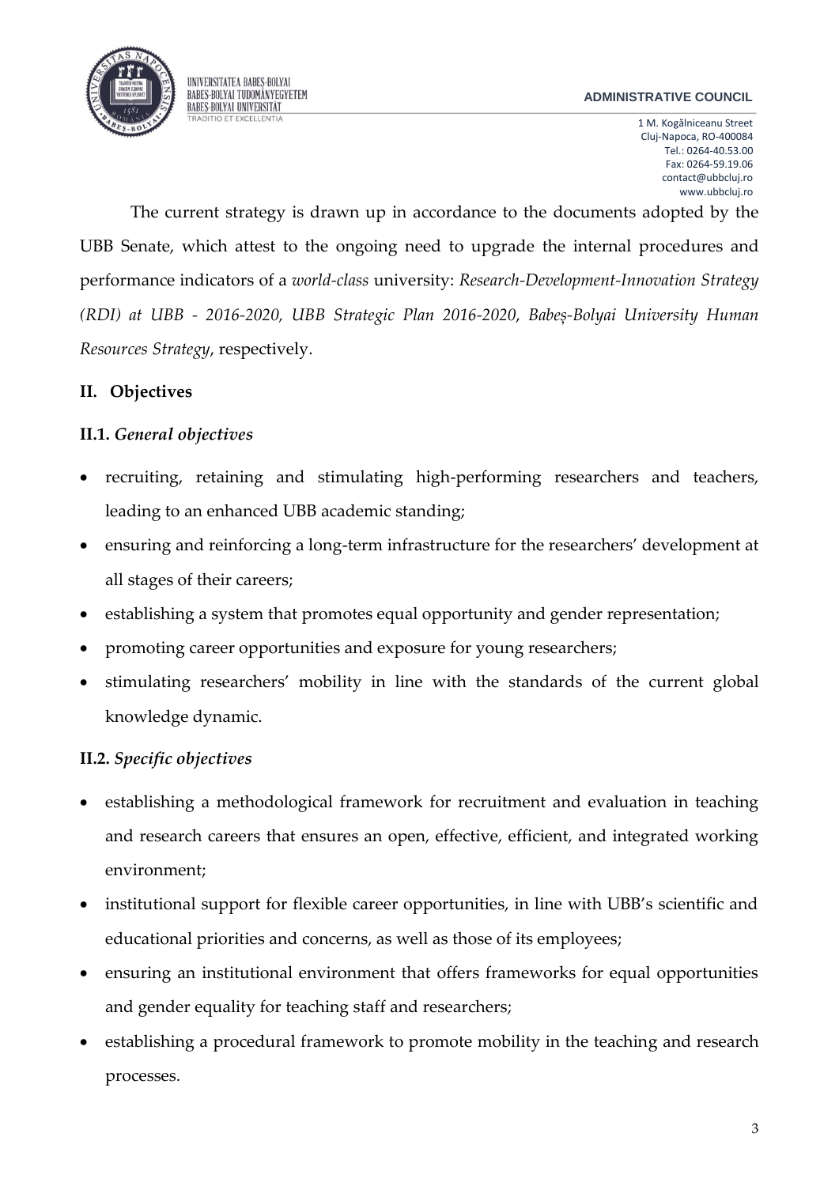The current strategy is drawn up in accordance to the documents adopted by the UBB Senate, which attest to the ongoing need to upgrade the internal procedures and performance indicators of a *world-class* university: *Research-Development-Innovation Strategy (RDI) at UBB - 2016-2020, UBB Strategic Plan 2016-2020, Babeș-Bolyai University Human Resources Strategy*, respectively.

## II. Objectives

### II.1. *General objectives*

- recruiting, retaining and stimulating high-performing researchers and teachers, leading to an enhanced UBB academic standing;
- ensuring and reinforcing a long-term infrastructure for the researchers' development at all stages of their careers;
- establishing a system that promotes equal opportunity and gender representation;
- promoting career opportunities and exposure for young researchers;
- stimulating researchers' mobility in line with the standards of the current global knowledge dynamic.

### II.2. *Specific objectives*

- establishing a methodological framework for recruitment and evaluation in teaching and research careers that ensures an open, effective, efficient, and integrated working environment;
- institutional support for flexible career opportunities, in line with UBB's scientific and educational priorities and concerns, as well as those of its employees;
- ensuring an institutional environment that offers frameworks for equal opportunities and gender equality for teaching staff and researchers;
- establishing a procedural framework to promote mobility in the teaching and research processes.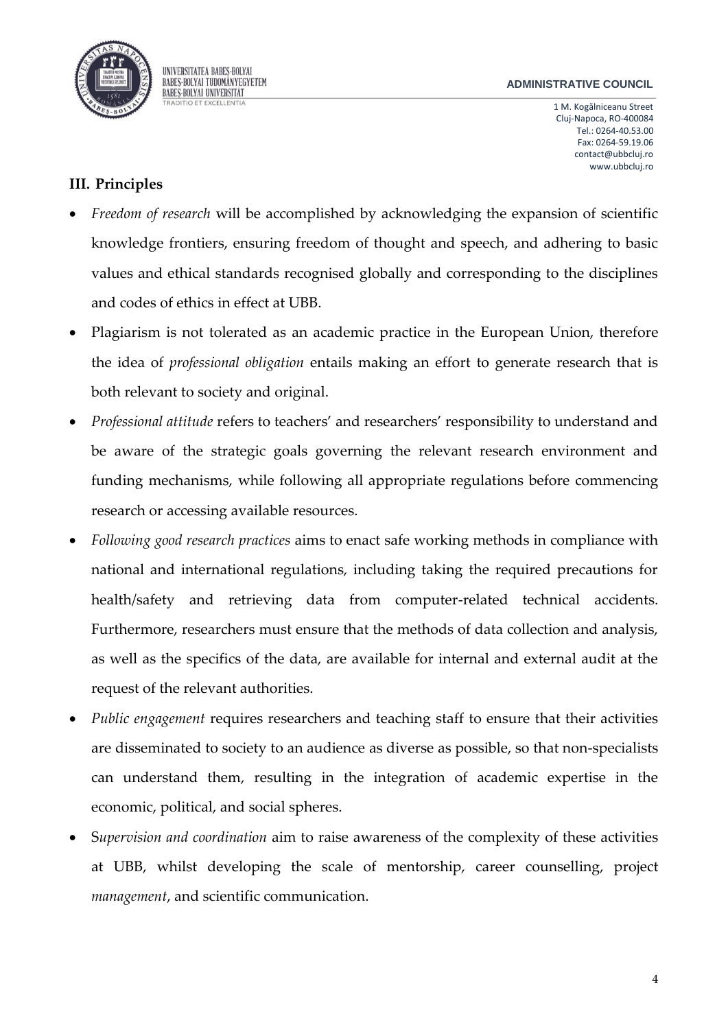## III. Principles

- *Freedom of research* will be accomplished by acknowledging the expansion of scientific knowledge frontiers, ensuring freedom of thought and speech, and adhering to basic values and ethical standards recognised globally and corresponding to the disciplines and codes of ethics in effect at UBB.
- Plagiarism is not tolerated as an academic practice in the European Union, therefore the idea of *professional obligation* entails making an effort to generate research that is both relevant to society and original.
- *Professional attitude* refers to teachers' and researchers' responsibility to understand and be aware of the strategic goals governing the relevant research environment and funding mechanisms, while following all appropriate regulations before commencing research or accessing available resources.
- *Following good research practices* aims to enact safe working methods in compliance with national and international regulations, including taking the required precautions for health/safety and retrieving data from computer-related technical accidents. Furthermore, researchers must ensure that the methods of data collection and analysis, as well as the specifics of the data, are available for internal and external audit at the request of the relevant authorities.
- *Public engagement* requires researchers and teaching staff to ensure that their activities are disseminated to society to an audience as diverse as possible, so that non-specialists can understand them, resulting in the integration of academic expertise in the economic, political, and social spheres.
- S*upervision and coordination* aim to raise awareness of the complexity of these activities at UBB, whilst developing the scale of mentorship, career counselling, project *management*, and scientific communication.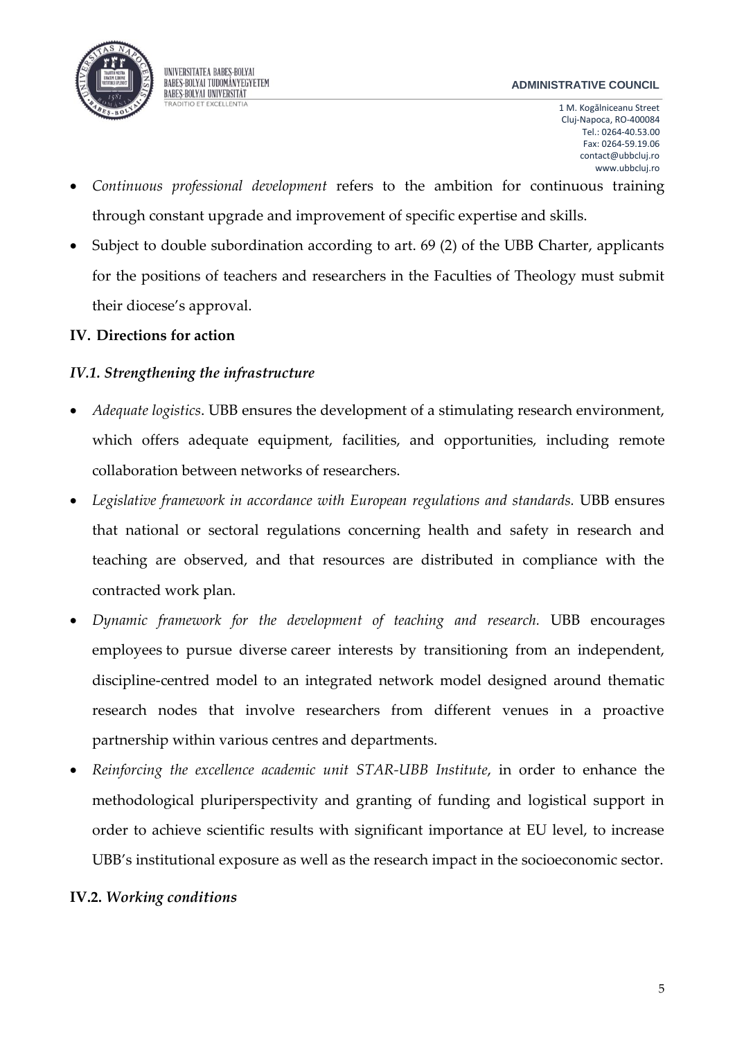- *Continuous professional development* refers to the ambition for continuous training through constant upgrade and improvement of specific expertise and skills.
- Subject to double subordination according to art. 69 (2) of the UBB Charter, applicants for the positions of teachers and researchers in the Faculties of Theology must submit their diocese's approval.

## IV. Directions for action

### *IV.1. Strengthening the infrastructure*

- *Adequate logistics*. UBB ensures the development of a stimulating research environment, which offers adequate equipment, facilities, and opportunities, including remote collaboration between networks of researchers.
- *Legislative framework in accordance with European regulations and standards.* UBB ensures that national or sectoral regulations concerning health and safety in research and teaching are observed, and that resources are distributed in compliance with the contracted work plan.
- *Dynamic framework for the development of teaching and research.* UBB encourages employees to pursue diverse career interests by transitioning from an independent, discipline-centred model to an integrated network model designed around thematic research nodes that involve researchers from different venues in a proactive partnership within various centres and departments.
- *Reinforcing the excellence academic unit STAR-UBB Institute*, in order to enhance the methodological pluriperspectivity and granting of funding and logistical support in order to achieve scientific results with significant importance at EU level, to increase UBB's institutional exposure as well as the research impact in the socioeconomic sector.

### IV.2. *Working conditions*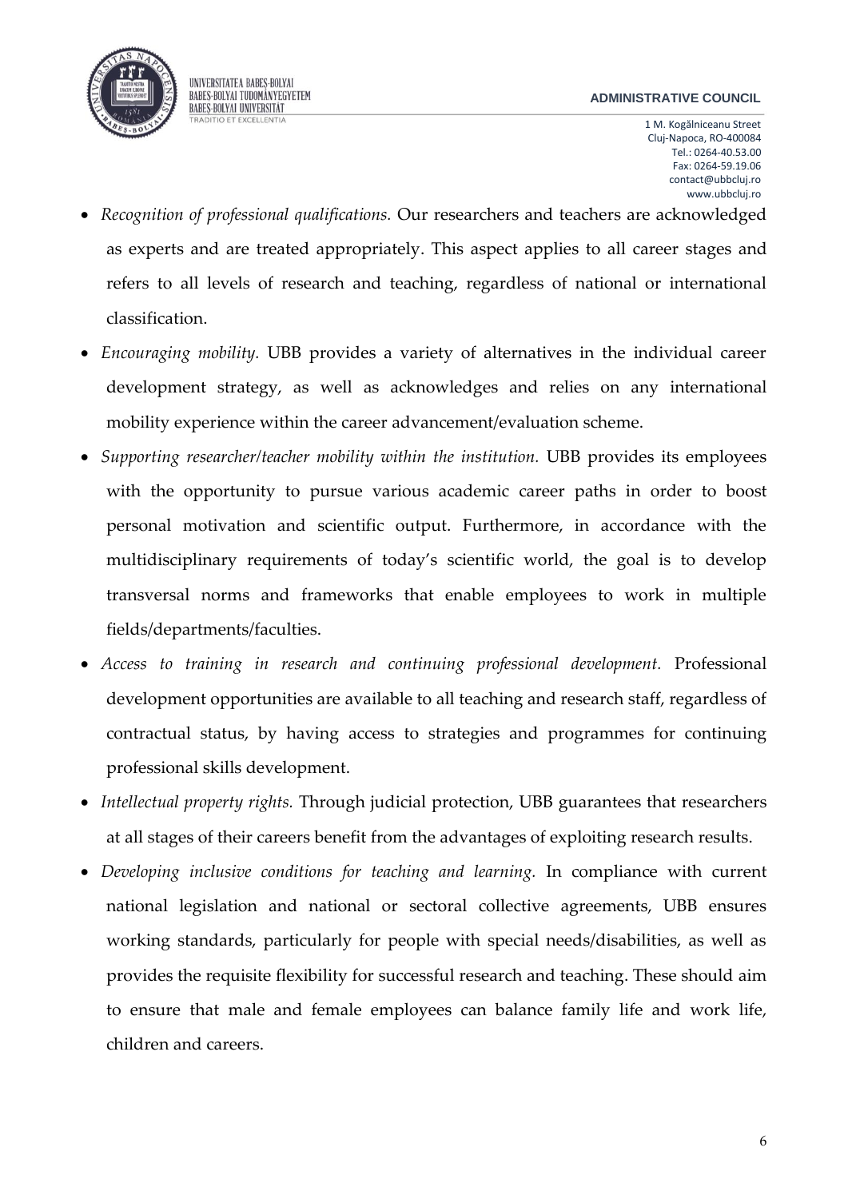- *Recognition of professional qualifications.* Our researchers and teachers are acknowledged as experts and are treated appropriately. This aspect applies to all career stages and refers to all levels of research and teaching, regardless of national or international classification.
- *Encouraging mobility.* UBB provides a variety of alternatives in the individual career development strategy, as well as acknowledges and relies on any international mobility experience within the career advancement/evaluation scheme.
- *Supporting researcher/teacher mobility within the institution.* UBB provides its employees with the opportunity to pursue various academic career paths in order to boost personal motivation and scientific output. Furthermore, in accordance with the multidisciplinary requirements of today's scientific world, the goal is to develop transversal norms and frameworks that enable employees to work in multiple fields/departments/faculties.
- *Access to training in research and continuing professional development.* Professional development opportunities are available to all teaching and research staff, regardless of contractual status, by having access to strategies and programmes for continuing professional skills development.
- *Intellectual property rights.* Through judicial protection, UBB guarantees that researchers at all stages of their careers benefit from the advantages of exploiting research results.
- *Developing inclusive conditions for teaching and learning.* In compliance with current national legislation and national or sectoral collective agreements, UBB ensures working standards, particularly for people with special needs/disabilities, as well as provides the requisite flexibility for successful research and teaching. These should aim to ensure that male and female employees can balance family life and work life, children and careers.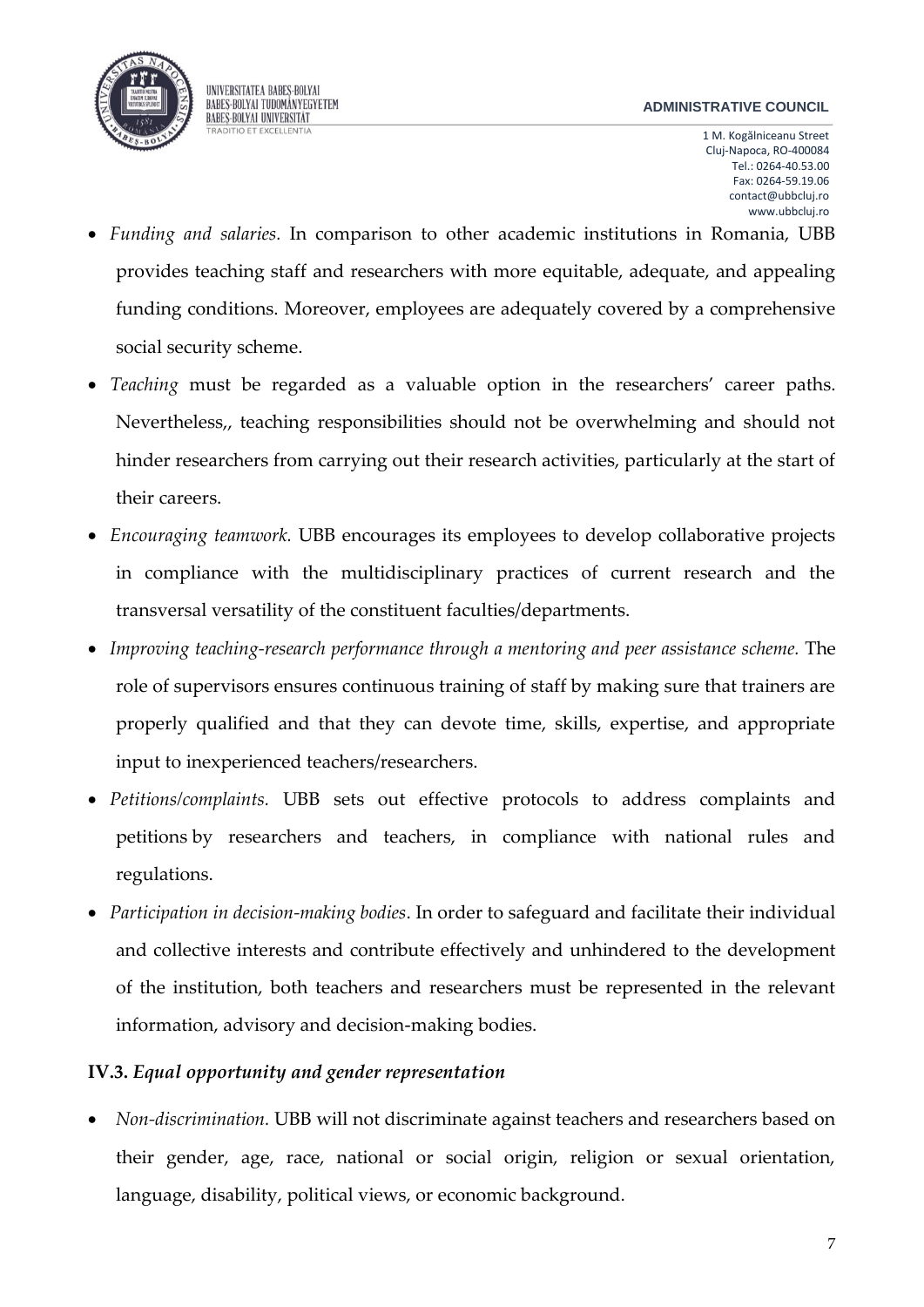- *Funding and salaries.* In comparison to other academic institutions in Romania, UBB provides teaching staff and researchers with more equitable, adequate, and appealing funding conditions. Moreover, employees are adequately covered by a comprehensive social security scheme.
- *Teaching* must be regarded as a valuable option in the researchers' career paths. Nevertheless,, teaching responsibilities should not be overwhelming and should not hinder researchers from carrying out their research activities, particularly at the start of their careers.
- *Encouraging teamwork.* UBB encourages its employees to develop collaborative projects in compliance with the multidisciplinary practices of current research and the transversal versatility of the constituent faculties/departments.
- *Improving teaching-research performance through a mentoring and peer assistance scheme.* The role of supervisors ensures continuous training of staff by making sure that trainers are properly qualified and that they can devote time, skills, expertise, and appropriate input to inexperienced teachers/researchers.
- *Petitions/complaints.* UBB sets out effective protocols to address complaints and petitions by researchers and teachers, in compliance with national rules and regulations.
- *Participation in decision-making bodies*. In order to safeguard and facilitate their individual and collective interests and contribute effectively and unhindered to the development of the institution, both teachers and researchers must be represented in the relevant information, advisory and decision-making bodies.

### IV.3. *Equal opportunity and gender representation*

- *Non-discrimination.* UBB will not discriminate against teachers and researchers based on their gender, age, race, national or social origin, religion or sexual orientation, language, disability, political views, or economic background.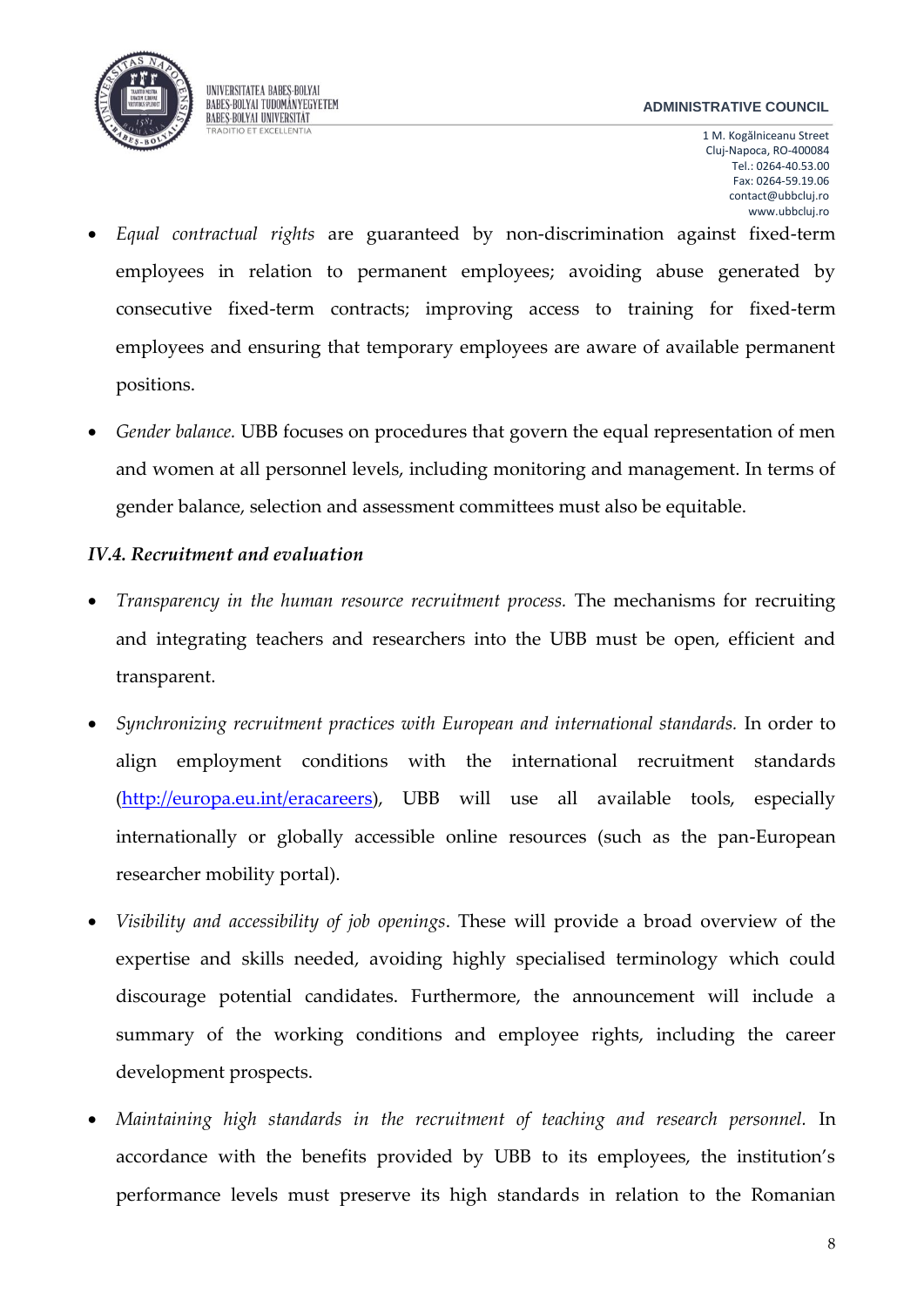- *Equal contractual rights* are guaranteed by non-discrimination against fixed-term employees in relation to permanent employees; avoiding abuse generated by consecutive fixed-term contracts; improving access to training for fixed-term employees and ensuring that temporary employees are aware of available permanent positions.
- *Gender balance.* UBB focuses on procedures that govern the equal representation of men and women at all personnel levels, including monitoring and management. In terms of gender balance, selection and assessment committees must also be equitable.

### *IV.4. Recruitment and evaluation*

- *Transparency in the human resource recruitment process.* The mechanisms for recruiting and integrating teachers and researchers into the UBB must be open, efficient and transparent.
- *Synchronizing recruitment practices with European and international standards.* In order to align employment conditions with the international recruitment standards ([http://europa.eu.int/eracareers](http://europa.eu.int/eracareers)), UBB will use all available tools, especially internationally or globally accessible online resources (such as the pan-European researcher mobility portal).
- *Visibility and accessibility of job openings*. These will provide a broad overview of the expertise and skills needed, avoiding highly specialised terminology which could discourage potential candidates. Furthermore, the announcement will include a summary of the working conditions and employee rights, including the career development prospects.
- *Maintaining high standards in the recruitment of teaching and research personnel.* In accordance with the benefits provided by UBB to its employees, the institution's performance levels must preserve its high standards in relation to the Romanian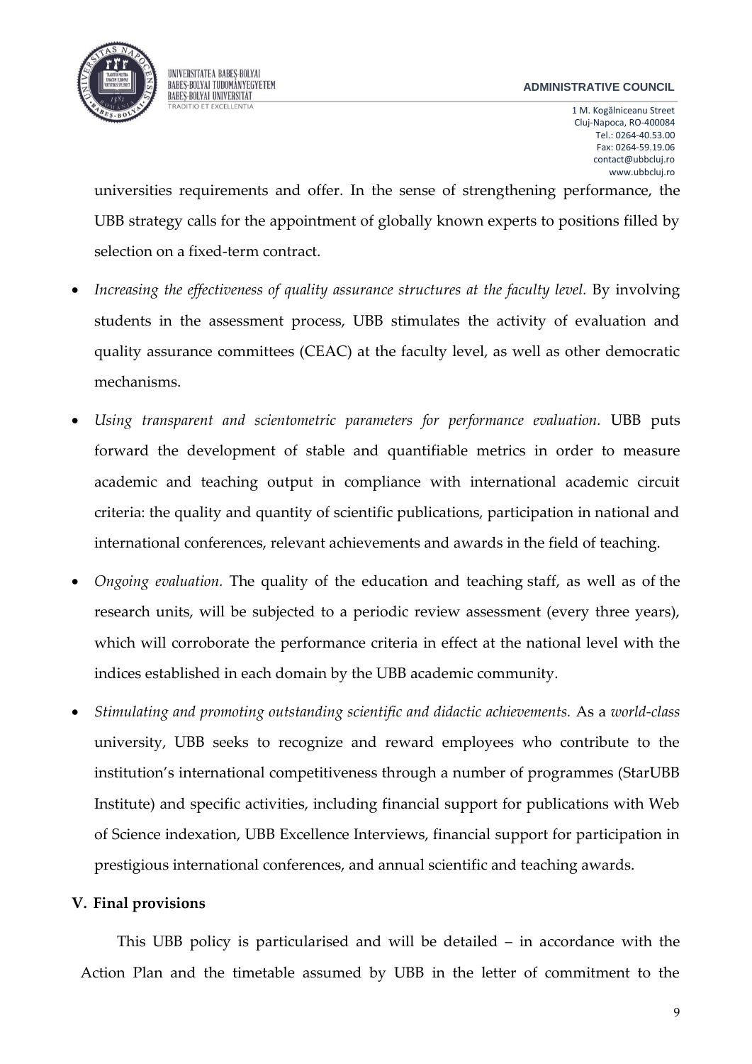universities requirements and offer. In the sense of strengthening performance, the UBB strategy calls for the appointment of globally known experts to positions filled by selection on a fixed-term contract.

- *Increasing the effectiveness of quality assurance structures at the faculty level.* By involving students in the assessment process, UBB stimulates the activity of evaluation and quality assurance committees (CEAC) at the faculty level, as well as other democratic mechanisms.
- *Using transparent and scientometric parameters for performance evaluation.* UBB puts forward the development of stable and quantifiable metrics in order to measure academic and teaching output in compliance with international academic circuit criteria: the quality and quantity of scientific publications, participation in national and international conferences, relevant achievements and awards in the field of teaching.
- *Ongoing evaluation.* The quality of the education and teaching staff, as well as of the research units, will be subjected to a periodic review assessment (every three years), which will corroborate the performance criteria in effect at the national level with the indices established in each domain by the UBB academic community.
- *Stimulating and promoting outstanding scientific and didactic achievements.* As a *world-class* university, UBB seeks to recognize and reward employees who contribute to the institution's international competitiveness through a number of programmes (StarUBB Institute) and specific activities, including financial support for publications with Web of Science indexation, UBB Excellence Interviews, financial support for participation in prestigious international conferences, and annual scientific and teaching awards.

## V. Final provisions

This UBB policy is particularised and will be detailed – in accordance with the Action Plan and the timetable assumed by UBB in the letter of commitment to the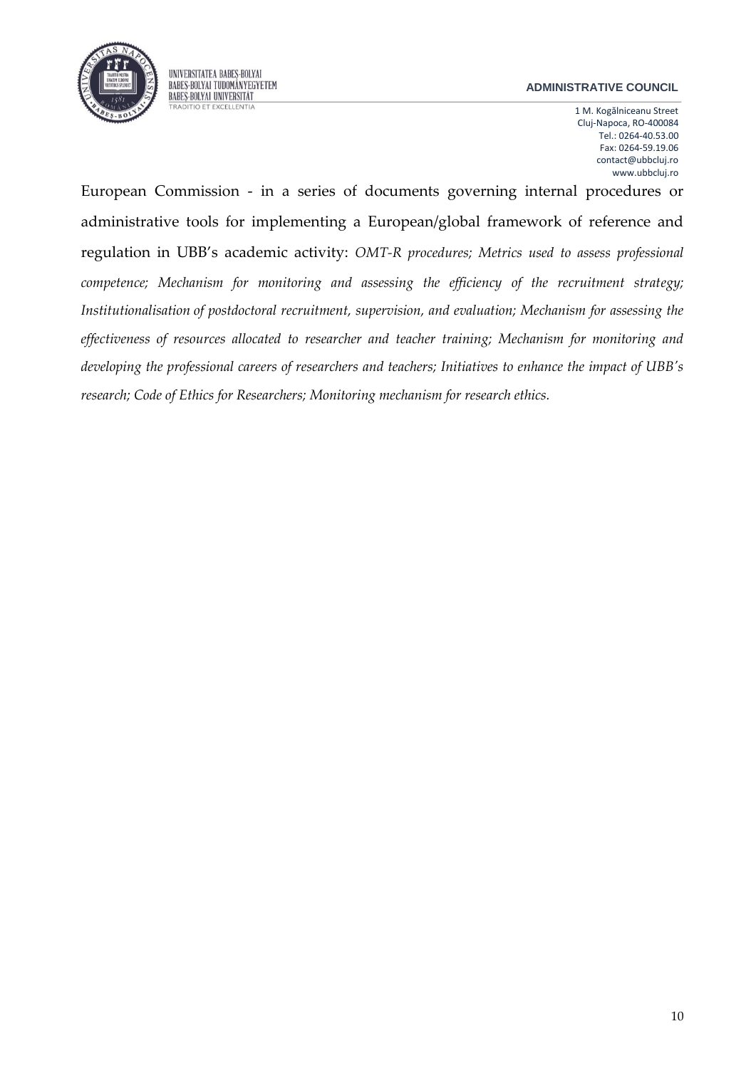European Commission - in a series of documents governing internal procedures or administrative tools for implementing a European/global framework of reference and regulation in UBB's academic activity: *OMT-R procedures; Metrics used to assess professional competence; Mechanism for monitoring and assessing the efficiency of the recruitment strategy; Institutionalisation of postdoctoral recruitment, supervision, and evaluation; Mechanism for assessing the effectiveness of resources allocated to researcher and teacher training; Mechanism for monitoring and developing the professional careers of researchers and teachers; Initiatives to enhance the impact of UBB's research; Code of Ethics for Researchers; Monitoring mechanism for research ethics.*